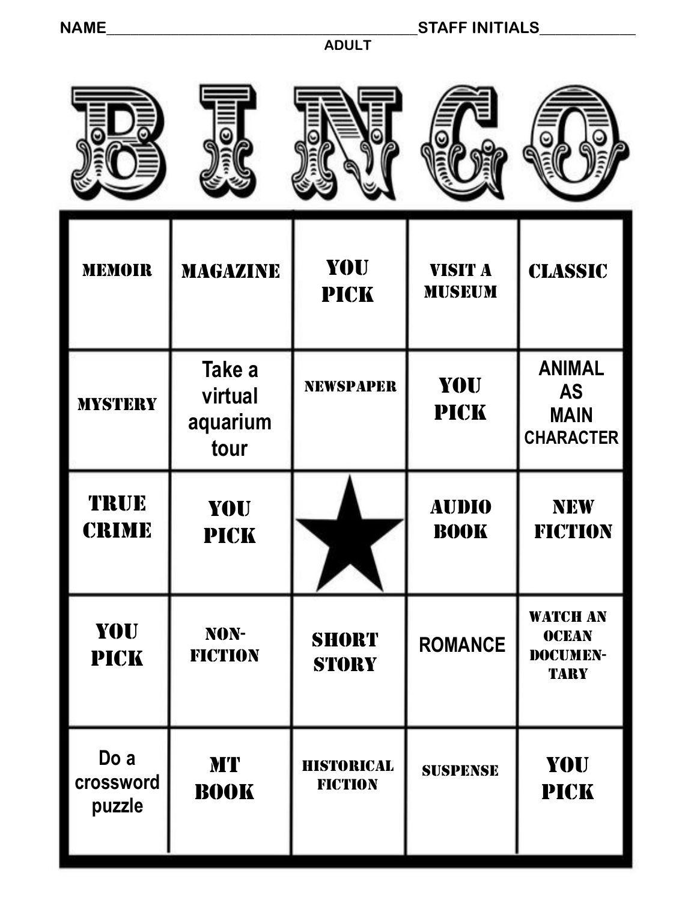NAME________________________________________STAFF INITIALS____________

ADULT

# BINGO

| B | I | N | G | O |
| --- | --- | --- | --- | --- |
| MEMOIR | MAGAZINE | YOU PICK | VISIT A MUSEUM | CLASSIC |
| MYSTERY | Take a virtual aquarium tour | NEWSPAPER | YOU PICK | ANIMAL AS MAIN CHARACTER |
| TRUE CRIME | YOU PICK | ★ | AUDIO BOOK | NEW FICTION |
| YOU PICK | NON-FICTION | SHORT STORY | ROMANCE | WATCH AN OCEAN DOCUMEN-TARY |
| Do a crossword puzzle | MT BOOK | HISTORICAL FICTION | SUSPENSE | YOU PICK |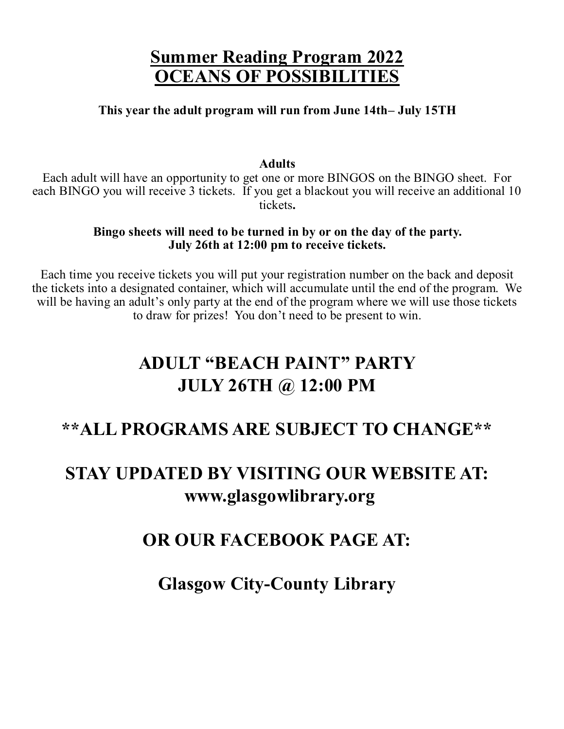# Summer Reading Program 2022
# OCEANS OF POSSIBILITIES

**This year the adult program will run from June 14th– July 15TH**

**Adults**

Each adult will have an opportunity to get one or more BINGOS on the BINGO sheet. For each BINGO you will receive 3 tickets. If you get a blackout you will receive an additional 10 tickets**.**

**Bingo sheets will need to be turned in by or on the day of the party.**
**July 26th at 12:00 pm to receive tickets.**

Each time you receive tickets you will put your registration number on the back and deposit the tickets into a designated container, which will accumulate until the end of the program. We will be having an adult's only party at the end of the program where we will use those tickets to draw for prizes! You don't need to be present to win.

## ADULT "BEACH PAINT" PARTY
## JULY 26TH @ 12:00 PM

## **ALL PROGRAMS ARE SUBJECT TO CHANGE**

## STAY UPDATED BY VISITING OUR WEBSITE AT:
### www.glasgowlibrary.org

## OR OUR FACEBOOK PAGE AT:

### Glasgow City-County Library